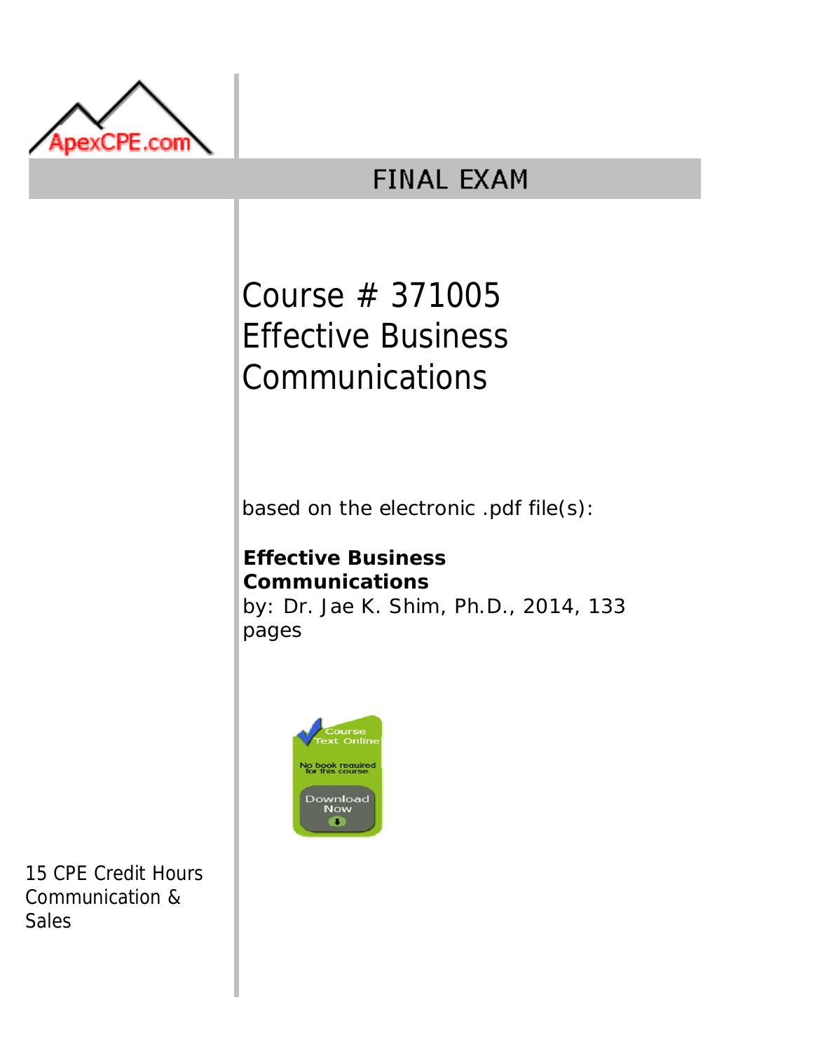ApexCPE.com

# FINAL EXAM

## Course # 371005
## Effective Business Communications

based on the electronic .pdf file(s):

**Effective Business Communications**
by: Dr. Jae K. Shim, Ph.D., 2014, 133 pages

Course Text Online
No book required for this course.
Download Now

15 CPE Credit Hours
Communication & Sales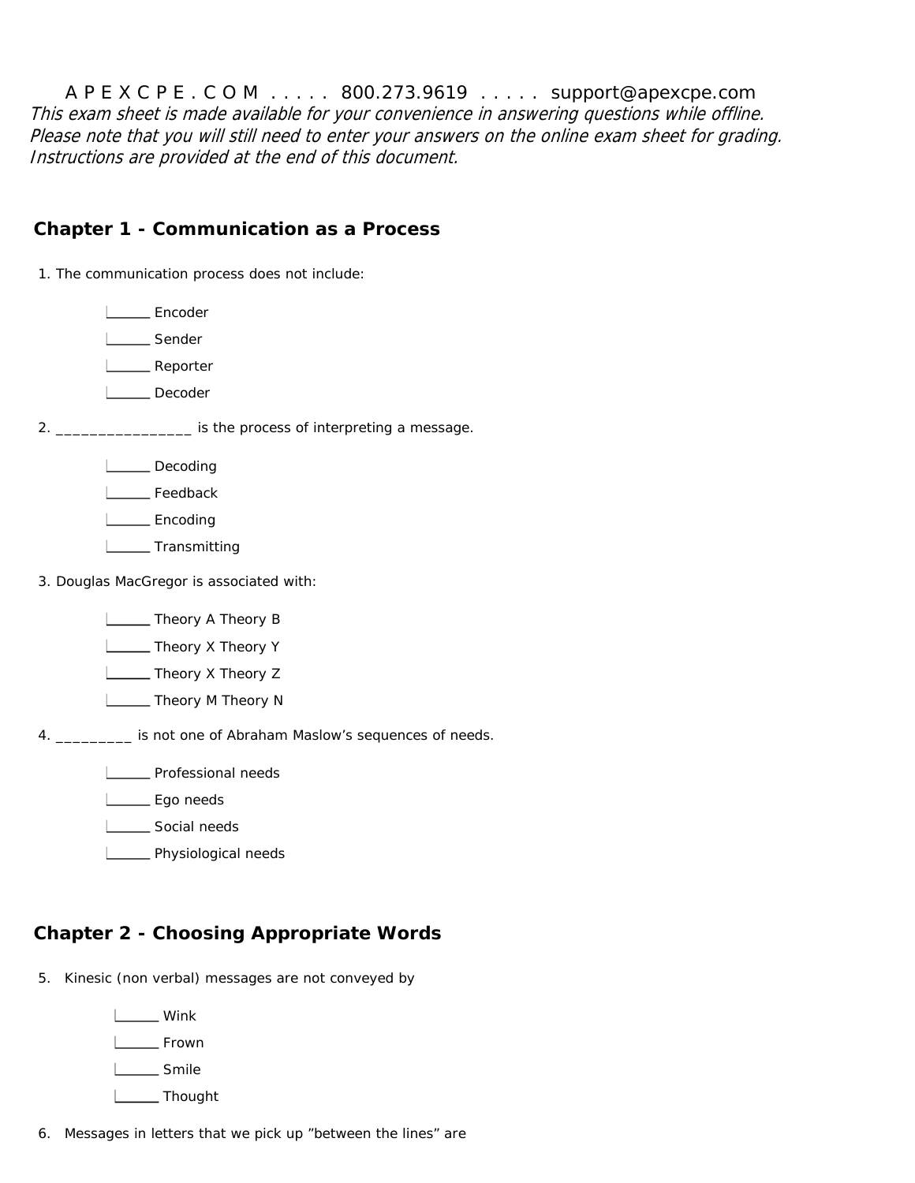A P E X C P E . C O M . . . . . 800.273.9619 . . . . . support@apexcpe.com

*This exam sheet is made available for your convenience in answering questions while offline. Please note that you will still need to enter your answers on the online exam sheet for grading. Instructions are provided at the end of this document.*

## Chapter 1 - Communication as a Process

1. The communication process does not include:

   ______ Encoder

   ______ Sender

   ______ Reporter

   ______ Decoder

2. ________________ is the process of interpreting a message.

   ______ Decoding

   ______ Feedback

   ______ Encoding

   ______ Transmitting

3. Douglas MacGregor is associated with:

   ______ Theory A Theory B

   ______ Theory X Theory Y

   ______ Theory X Theory Z

   ______ Theory M Theory N

4. _________ is not one of Abraham Maslow's sequences of needs.

   ______ Professional needs

   ______ Ego needs

   ______ Social needs

   ______ Physiological needs

## Chapter 2 - Choosing Appropriate Words

5. Kinesic (non verbal) messages are not conveyed by

   ______ Wink

   ______ Frown

   ______ Smile

   ______ Thought

6. Messages in letters that we pick up "between the lines" are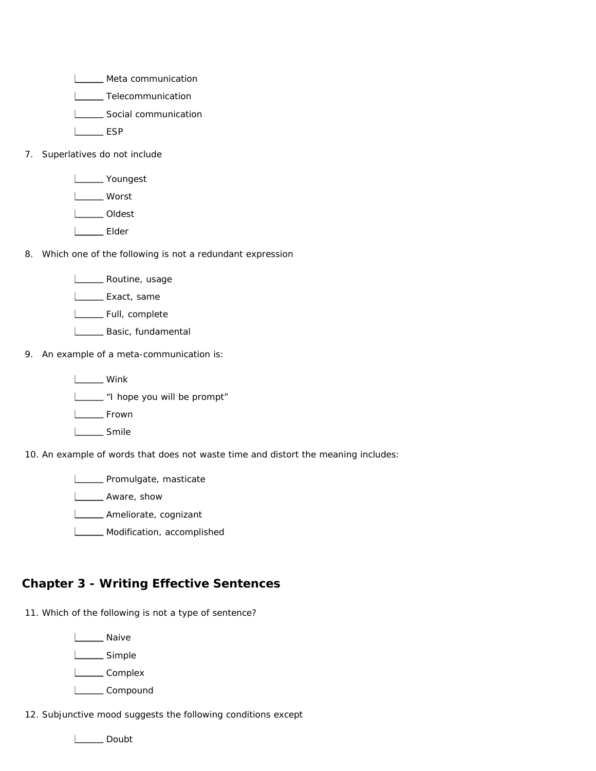- ______ Meta communication
- ______ Telecommunication
- ______ Social communication
- ______ ESP

7. Superlatives do not include

- ______ Youngest
- ______ Worst
- ______ Oldest
- ______ Elder

8. Which one of the following is not a redundant expression

- ______ Routine, usage
- ______ Exact, same
- ______ Full, complete
- ______ Basic, fundamental

9. An example of a meta-communication is:

- ______ Wink
- ______ "I hope you will be prompt"
- ______ Frown
- ______ Smile

10. An example of words that does not waste time and distort the meaning includes:

- ______ Promulgate, masticate
- ______ Aware, show
- ______ Ameliorate, cognizant
- ______ Modification, accomplished

## Chapter 3 - Writing Effective Sentences

11. Which of the following is not a type of sentence?

- ______ Naive
- ______ Simple
- ______ Complex
- ______ Compound

12. Subjunctive mood suggests the following conditions except

- ______ Doubt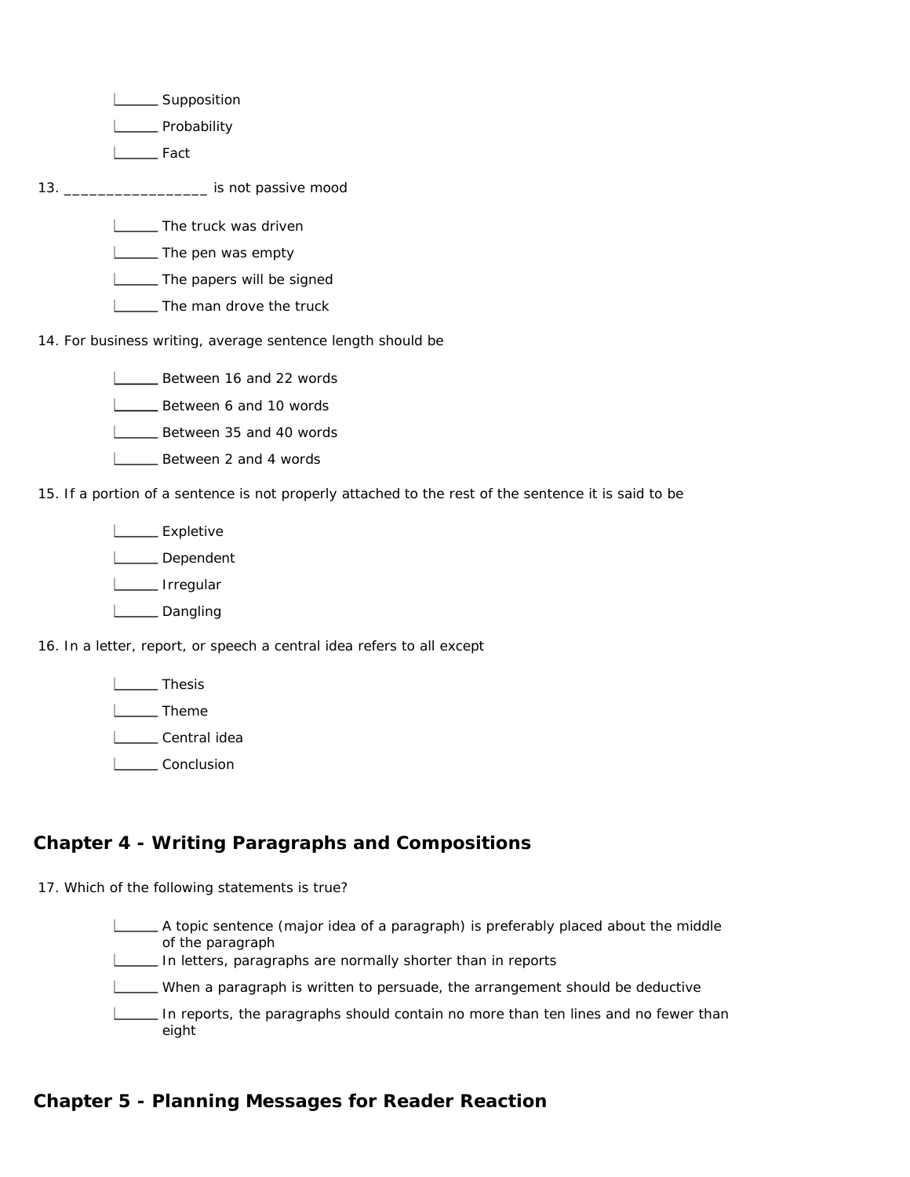______ Supposition

______ Probability

______ Fact

13. _________________ is not passive mood

______ The truck was driven

______ The pen was empty

______ The papers will be signed

______ The man drove the truck

14. For business writing, average sentence length should be

______ Between 16 and 22 words

______ Between 6 and 10 words

______ Between 35 and 40 words

______ Between 2 and 4 words

15. If a portion of a sentence is not properly attached to the rest of the sentence it is said to be

______ Expletive

______ Dependent

______ Irregular

______ Dangling

16. In a letter, report, or speech a central idea refers to all except

______ Thesis

______ Theme

______ Central idea

______ Conclusion

## Chapter 4 - Writing Paragraphs and Compositions

17. Which of the following statements is true?

______ A topic sentence (major idea of a paragraph) is preferably placed about the middle of the paragraph

______ In letters, paragraphs are normally shorter than in reports

______ When a paragraph is written to persuade, the arrangement should be deductive

______ In reports, the paragraphs should contain no more than ten lines and no fewer than eight

## Chapter 5 - Planning Messages for Reader Reaction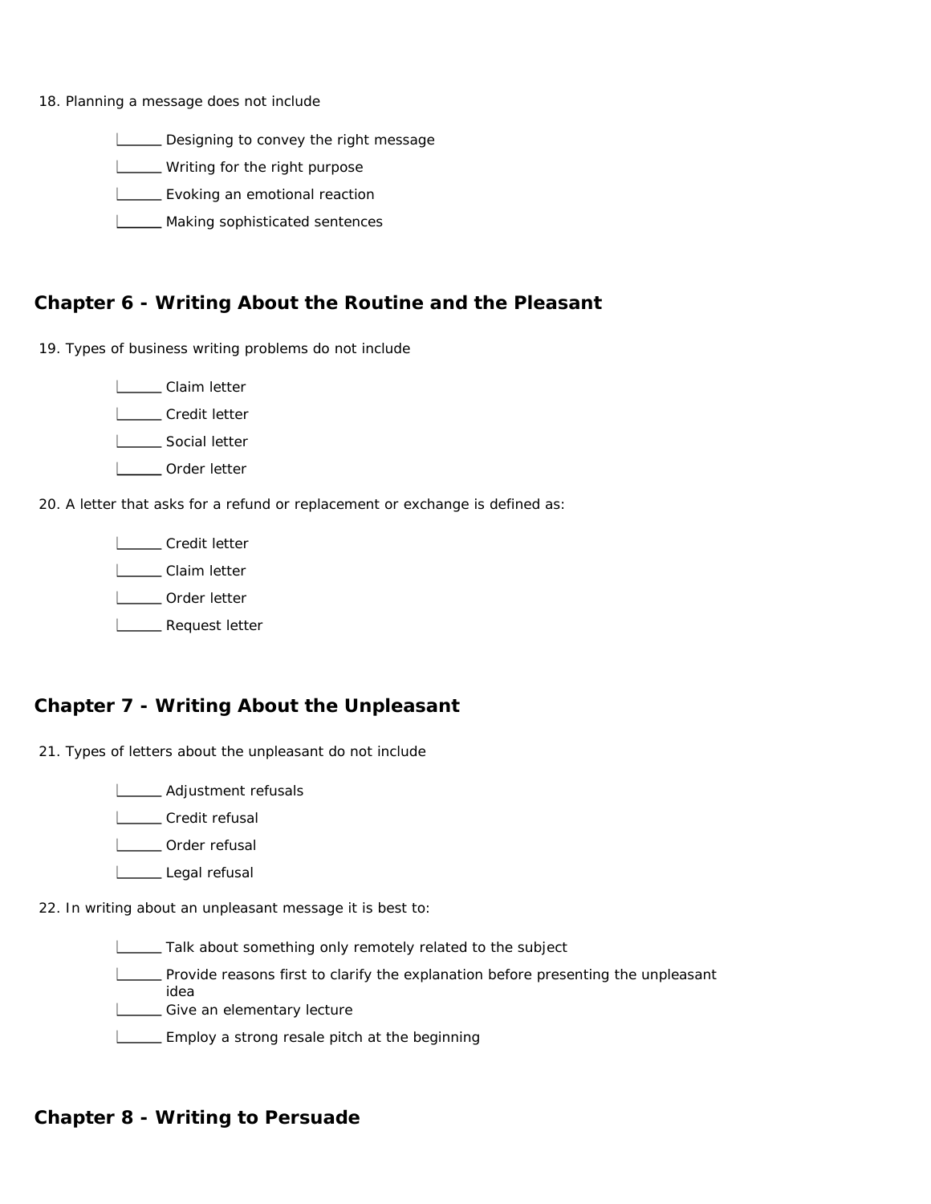18. Planning a message does not include

- ______ Designing to convey the right message
- ______ Writing for the right purpose
- ______ Evoking an emotional reaction
- ______ Making sophisticated sentences

## Chapter 6 - Writing About the Routine and the Pleasant

19. Types of business writing problems do not include

- ______ Claim letter
- ______ Credit letter
- ______ Social letter
- ______ Order letter

20. A letter that asks for a refund or replacement or exchange is defined as:

- ______ Credit letter
- ______ Claim letter
- ______ Order letter
- ______ Request letter

## Chapter 7 - Writing About the Unpleasant

21. Types of letters about the unpleasant do not include

- ______ Adjustment refusals
- ______ Credit refusal
- ______ Order refusal
- ______ Legal refusal

22. In writing about an unpleasant message it is best to:

- ______ Talk about something only remotely related to the subject
- ______ Provide reasons first to clarify the explanation before presenting the unpleasant idea
- ______ Give an elementary lecture
- ______ Employ a strong resale pitch at the beginning

## Chapter 8 - Writing to Persuade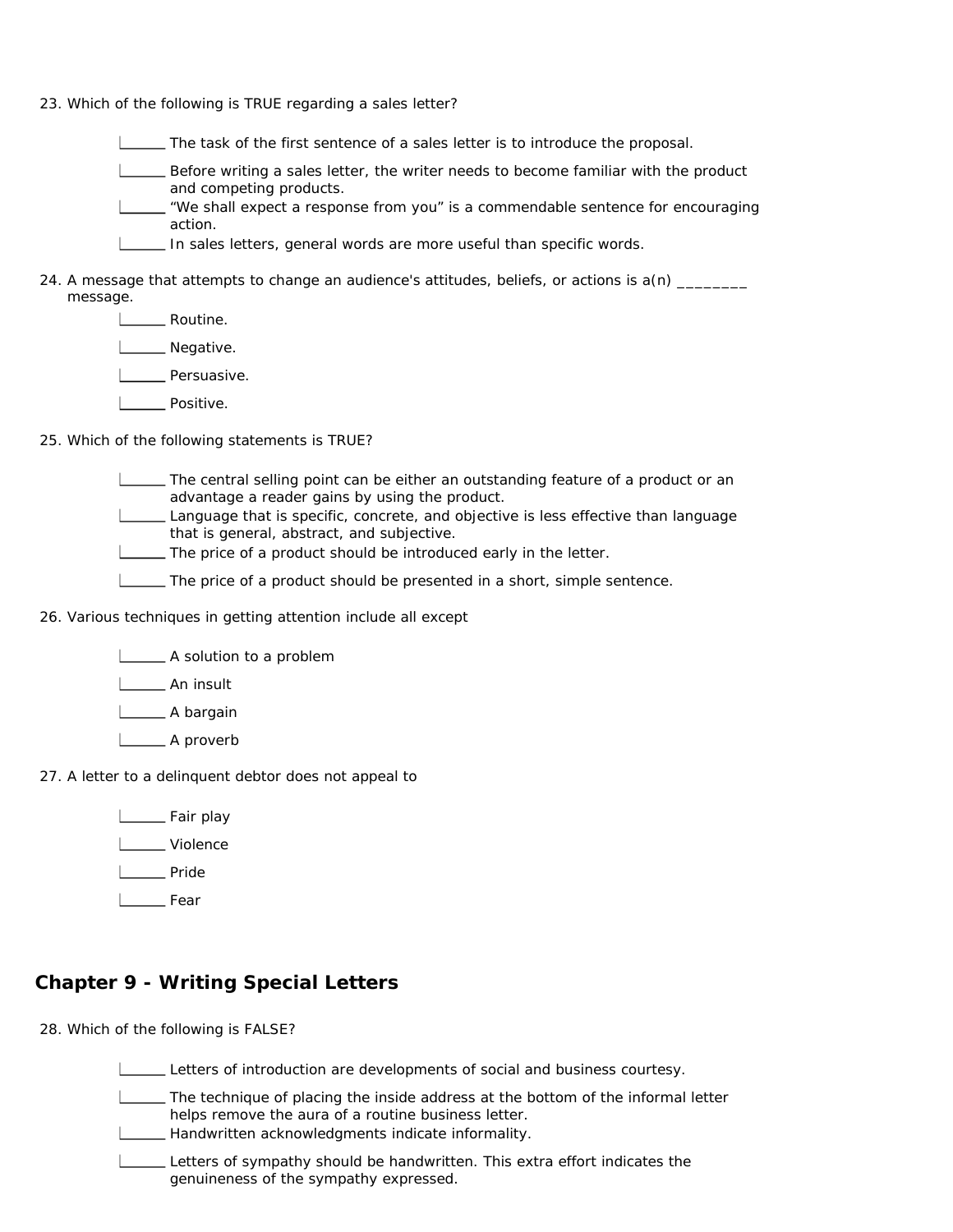23. Which of the following is TRUE regarding a sales letter?

    - ______ The task of the first sentence of a sales letter is to introduce the proposal.
    - ______ Before writing a sales letter, the writer needs to become familiar with the product and competing products.
    - ______ "We shall expect a response from you" is a commendable sentence for encouraging action.
    - ______ In sales letters, general words are more useful than specific words.

24. A message that attempts to change an audience's attitudes, beliefs, or actions is a(n) ________ message.

    - ______ Routine.
    - ______ Negative.
    - ______ Persuasive.
    - ______ Positive.

25. Which of the following statements is TRUE?

    - ______ The central selling point can be either an outstanding feature of a product or an advantage a reader gains by using the product.
    - ______ Language that is specific, concrete, and objective is less effective than language that is general, abstract, and subjective.
    - ______ The price of a product should be introduced early in the letter.
    - ______ The price of a product should be presented in a short, simple sentence.

26. Various techniques in getting attention include all except

    - ______ A solution to a problem
    - ______ An insult
    - ______ A bargain
    - ______ A proverb

27. A letter to a delinquent debtor does not appeal to

    - ______ Fair play
    - ______ Violence
    - ______ Pride
    - ______ Fear

## Chapter 9 - Writing Special Letters

28. Which of the following is FALSE?

    - ______ Letters of introduction are developments of social and business courtesy.
    - ______ The technique of placing the inside address at the bottom of the informal letter helps remove the aura of a routine business letter.
    - ______ Handwritten acknowledgments indicate informality.
    - ______ Letters of sympathy should be handwritten. This extra effort indicates the genuineness of the sympathy expressed.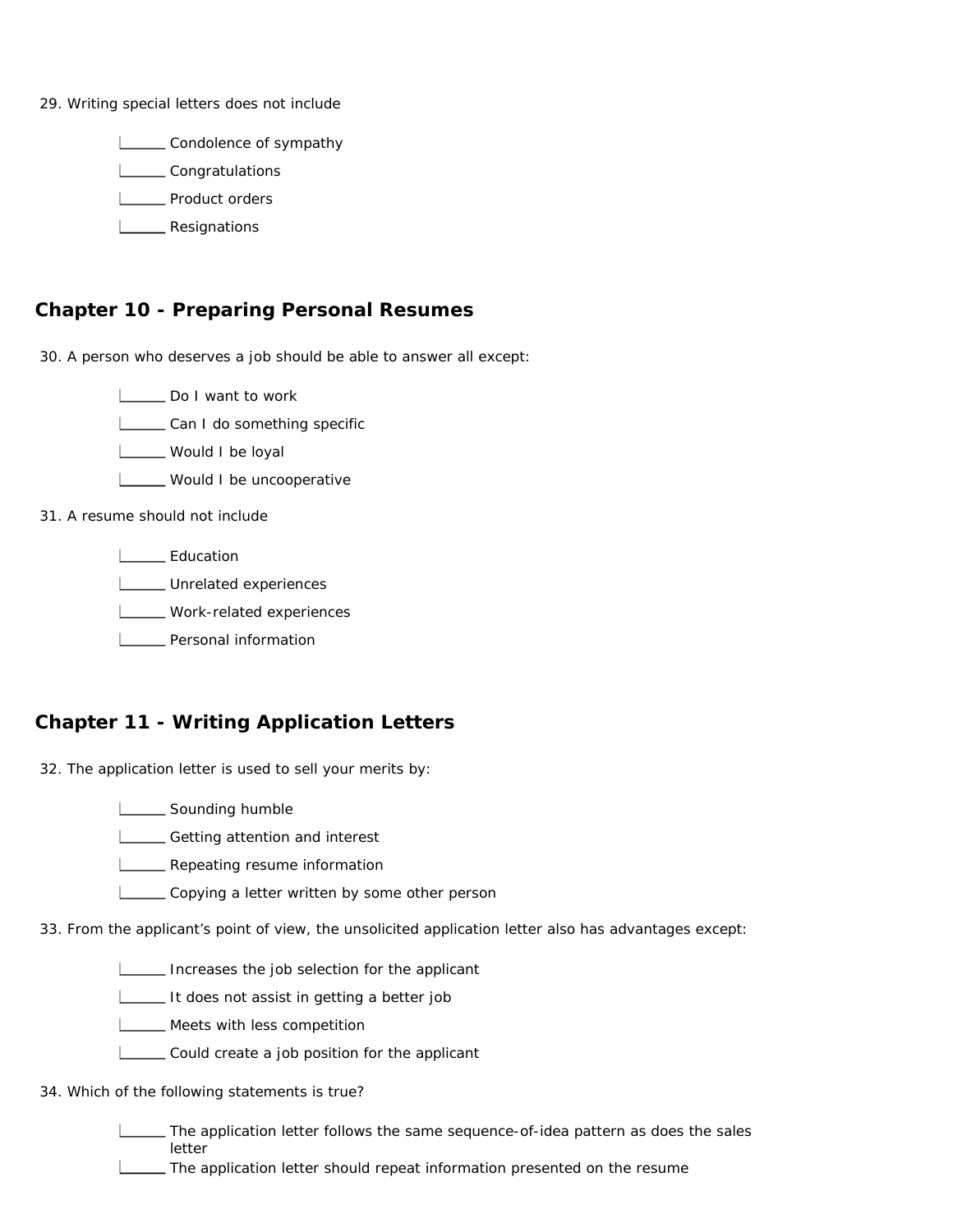29. Writing special letters does not include

- ______ Condolence of sympathy
- ______ Congratulations
- ______ Product orders
- ______ Resignations

## Chapter 10 - Preparing Personal Resumes

30. A person who deserves a job should be able to answer all except:

- ______ Do I want to work
- ______ Can I do something specific
- ______ Would I be loyal
- ______ Would I be uncooperative

31. A resume should not include

- ______ Education
- ______ Unrelated experiences
- ______ Work-related experiences
- ______ Personal information

## Chapter 11 - Writing Application Letters

32. The application letter is used to sell your merits by:

- ______ Sounding humble
- ______ Getting attention and interest
- ______ Repeating resume information
- ______ Copying a letter written by some other person

33. From the applicant's point of view, the unsolicited application letter also has advantages except:

- ______ Increases the job selection for the applicant
- ______ It does not assist in getting a better job
- ______ Meets with less competition
- ______ Could create a job position for the applicant

34. Which of the following statements is true?

- ______ The application letter follows the same sequence-of-idea pattern as does the sales letter
- ______ The application letter should repeat information presented on the resume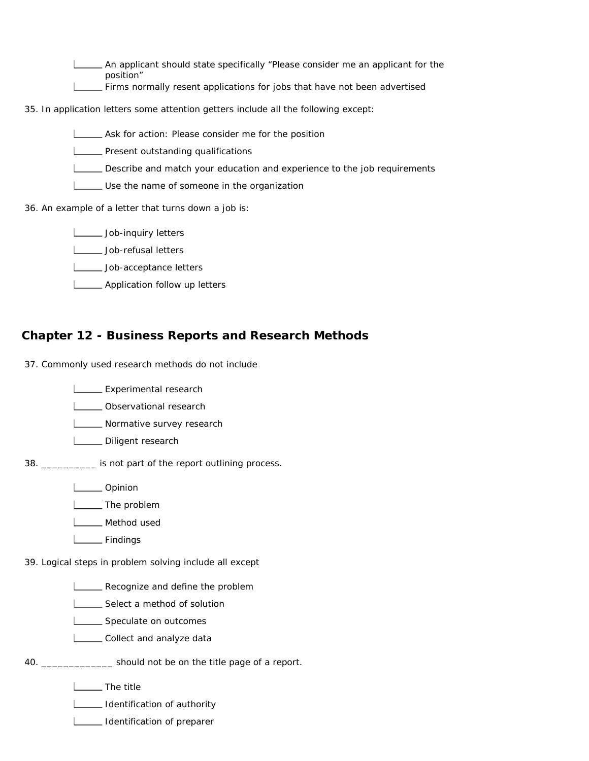- ______ An applicant should state specifically "Please consider me an applicant for the position"
- ______ Firms normally resent applications for jobs that have not been advertised

35. In application letters some attention getters include all the following except:

- ______ Ask for action: Please consider me for the position
- ______ Present outstanding qualifications
- ______ Describe and match your education and experience to the job requirements
- ______ Use the name of someone in the organization

36. An example of a letter that turns down a job is:

- ______ Job-inquiry letters
- ______ Job-refusal letters
- ______ Job-acceptance letters
- ______ Application follow up letters

## Chapter 12 - Business Reports and Research Methods

37. Commonly used research methods do not include

- ______ Experimental research
- ______ Observational research
- ______ Normative survey research
- ______ Diligent research

38. __________ is not part of the report outlining process.

- ______ Opinion
- ______ The problem
- ______ Method used
- ______ Findings

39. Logical steps in problem solving include all except

- ______ Recognize and define the problem
- ______ Select a method of solution
- ______ Speculate on outcomes
- ______ Collect and analyze data

40. _____________ should not be on the title page of a report.

- ______ The title
- ______ Identification of authority
- ______ Identification of preparer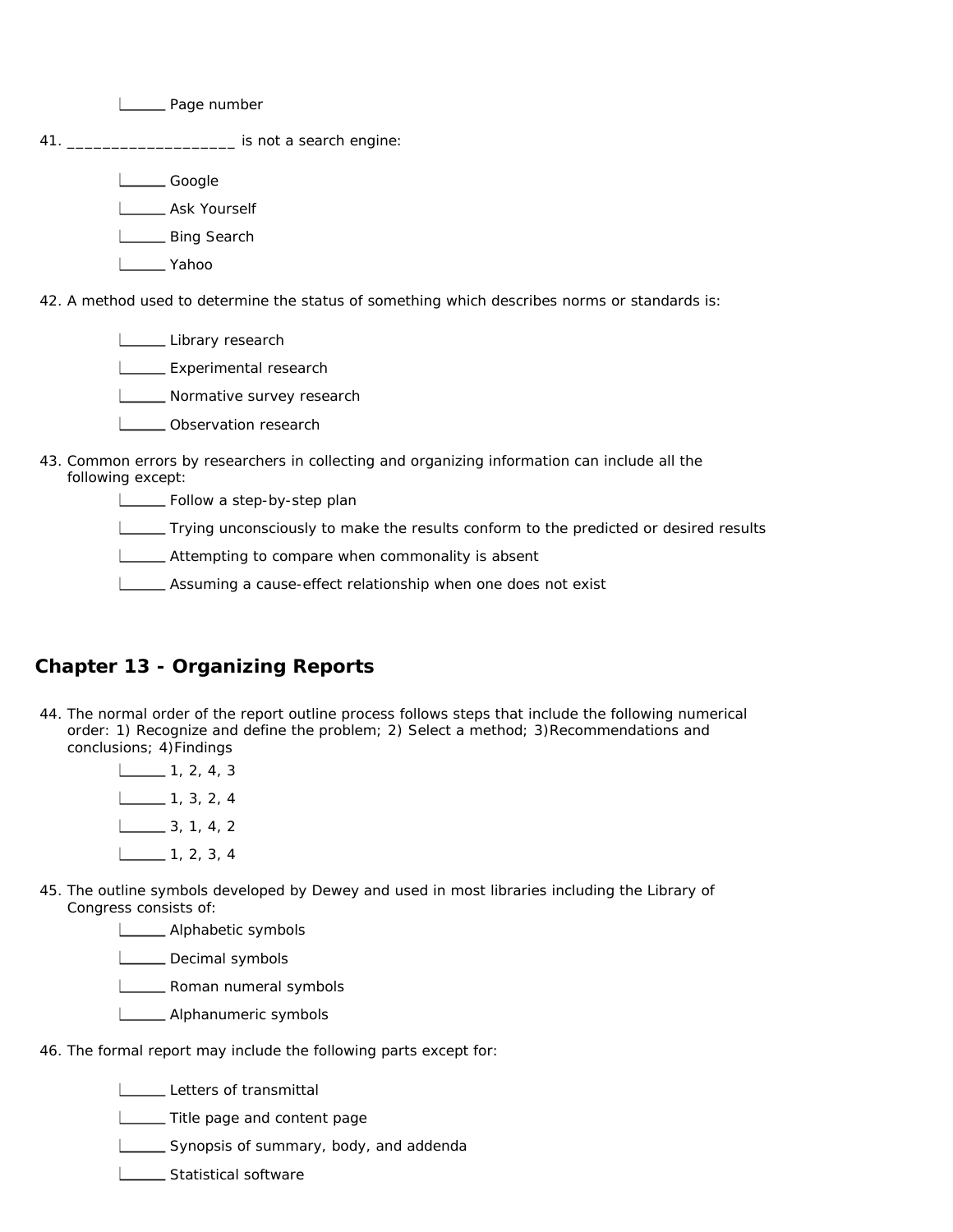\_\_\_\_\_\_ Page number

41. \_\_\_\_\_\_\_\_\_\_\_\_\_\_\_\_\_\_\_ is not a search engine:

    \_\_\_\_\_\_ Google

    \_\_\_\_\_\_ Ask Yourself

    \_\_\_\_\_\_ Bing Search

    \_\_\_\_\_\_ Yahoo

42. A method used to determine the status of something which describes norms or standards is:

    \_\_\_\_\_\_ Library research

    \_\_\_\_\_\_ Experimental research

    \_\_\_\_\_\_ Normative survey research

    \_\_\_\_\_\_ Observation research

43. Common errors by researchers in collecting and organizing information can include all the following except:

    \_\_\_\_\_\_ Follow a step-by-step plan

    \_\_\_\_\_\_ Trying unconsciously to make the results conform to the predicted or desired results

    \_\_\_\_\_\_ Attempting to compare when commonality is absent

    \_\_\_\_\_\_ Assuming a cause-effect relationship when one does not exist

## Chapter 13 - Organizing Reports

44. The normal order of the report outline process follows steps that include the following numerical order: 1) Recognize and define the problem; 2) Select a method; 3)Recommendations and conclusions; 4)Findings

    \_\_\_\_\_\_ 1, 2, 4, 3

    \_\_\_\_\_\_ 1, 3, 2, 4

    \_\_\_\_\_\_ 3, 1, 4, 2

    \_\_\_\_\_\_ 1, 2, 3, 4

45. The outline symbols developed by Dewey and used in most libraries including the Library of Congress consists of:

    \_\_\_\_\_\_ Alphabetic symbols

    \_\_\_\_\_\_ Decimal symbols

    \_\_\_\_\_\_ Roman numeral symbols

    \_\_\_\_\_\_ Alphanumeric symbols

46. The formal report may include the following parts except for:

    \_\_\_\_\_\_ Letters of transmittal

    \_\_\_\_\_\_ Title page and content page

    \_\_\_\_\_\_ Synopsis of summary, body, and addenda

    \_\_\_\_\_\_ Statistical software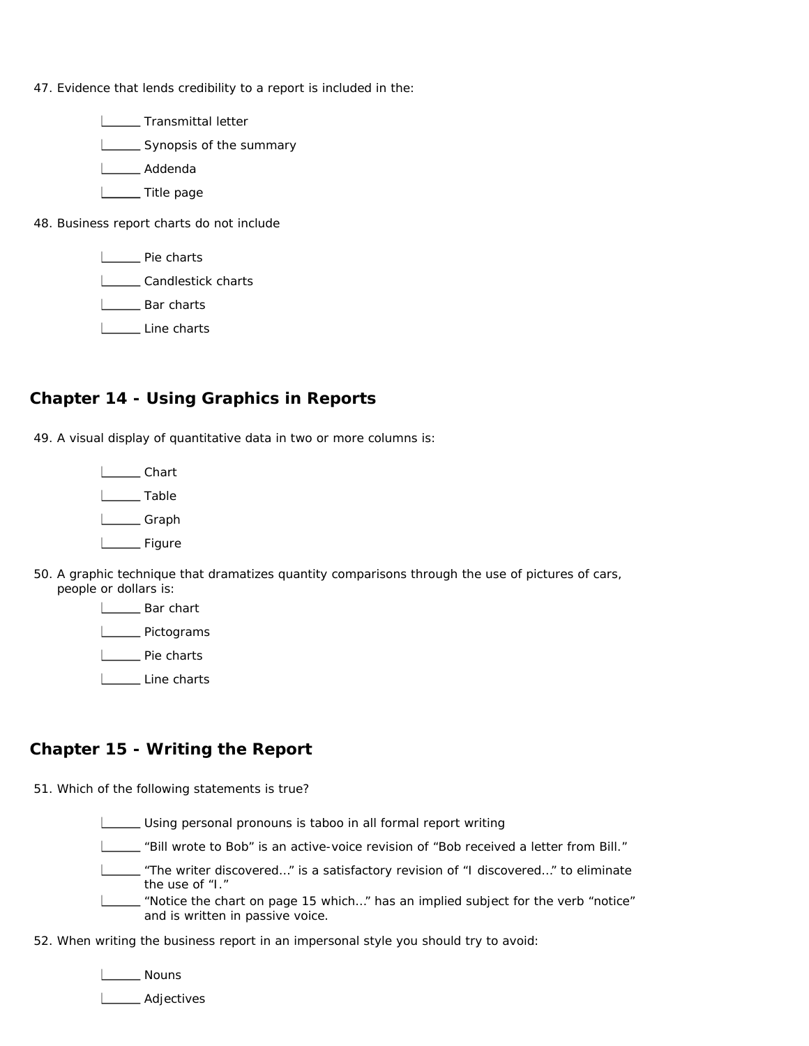47. Evidence that lends credibility to a report is included in the:

    ______ Transmittal letter
    ______ Synopsis of the summary
    ______ Addenda
    ______ Title page

48. Business report charts do not include

    ______ Pie charts
    ______ Candlestick charts
    ______ Bar charts
    ______ Line charts

## Chapter 14 - Using Graphics in Reports

49. A visual display of quantitative data in two or more columns is:

    ______ Chart
    ______ Table
    ______ Graph
    ______ Figure

50. A graphic technique that dramatizes quantity comparisons through the use of pictures of cars, people or dollars is:

    ______ Bar chart
    ______ Pictograms
    ______ Pie charts
    ______ Line charts

## Chapter 15 - Writing the Report

51. Which of the following statements is true?

    ______ Using personal pronouns is taboo in all formal report writing
    ______ "Bill wrote to Bob" is an active-voice revision of "Bob received a letter from Bill."
    ______ "The writer discovered…" is a satisfactory revision of "I discovered…" to eliminate the use of "I."
    ______ "Notice the chart on page 15 which…" has an implied subject for the verb "notice" and is written in passive voice.

52. When writing the business report in an impersonal style you should try to avoid:

    ______ Nouns
    ______ Adjectives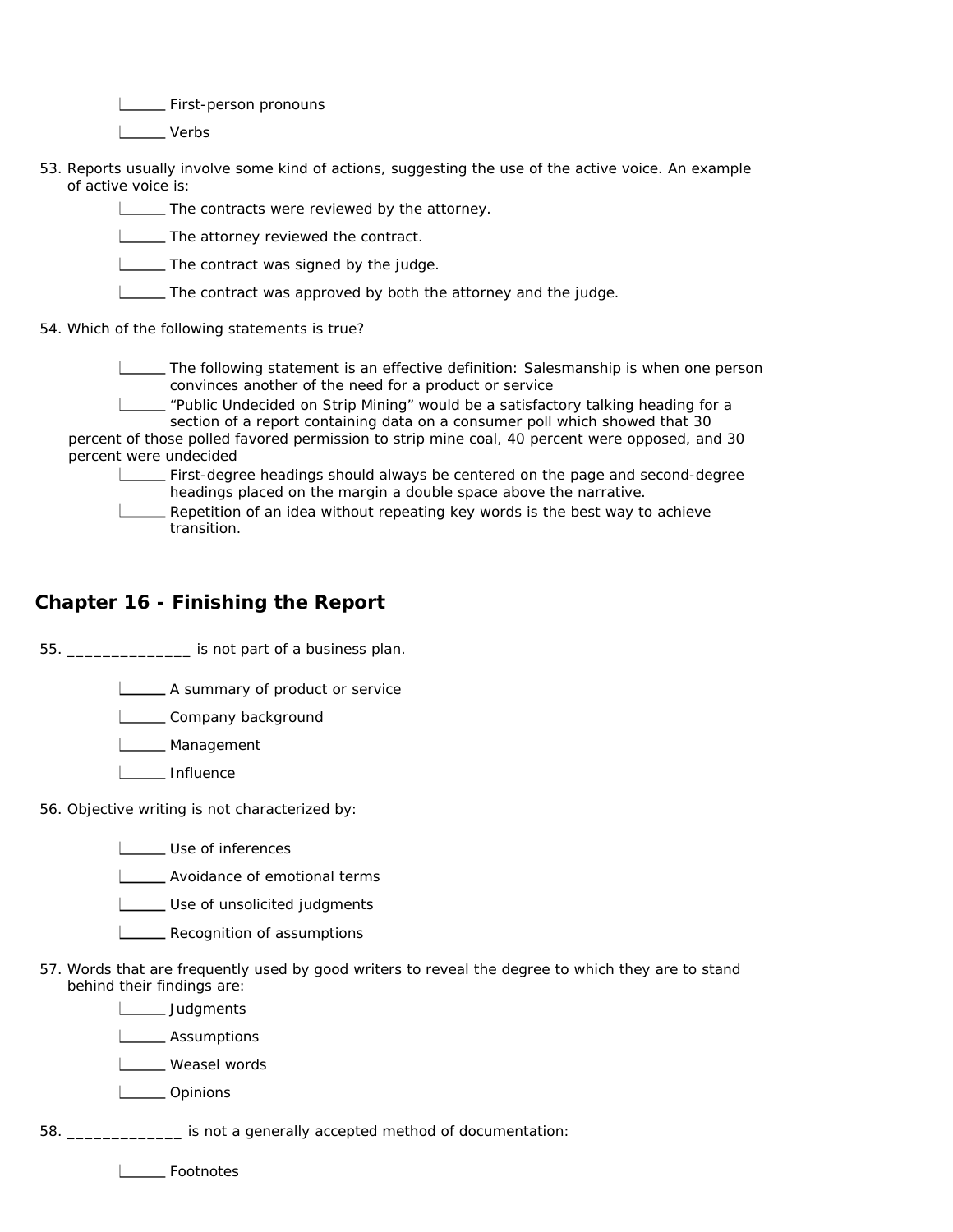- ______ First-person pronouns
- ______ Verbs

53. Reports usually involve some kind of actions, suggesting the use of the active voice. An example of active voice is:
    - ______ The contracts were reviewed by the attorney.
    - ______ The attorney reviewed the contract.
    - ______ The contract was signed by the judge.
    - ______ The contract was approved by both the attorney and the judge.

54. Which of the following statements is true?
    - ______ The following statement is an effective definition: Salesmanship is when one person convinces another of the need for a product or service
    - ______ "Public Undecided on Strip Mining" would be a satisfactory talking heading for a section of a report containing data on a consumer poll which showed that 30 percent of those polled favored permission to strip mine coal, 40 percent were opposed, and 30 percent were undecided
    - ______ First-degree headings should always be centered on the page and second-degree headings placed on the margin a double space above the narrative.
    - ______ Repetition of an idea without repeating key words is the best way to achieve transition.

## Chapter 16 - Finishing the Report

55. ______________ is not part of a business plan.
    - ______ A summary of product or service
    - ______ Company background
    - ______ Management
    - ______ Influence

56. Objective writing is not characterized by:
    - ______ Use of inferences
    - ______ Avoidance of emotional terms
    - ______ Use of unsolicited judgments
    - ______ Recognition of assumptions

57. Words that are frequently used by good writers to reveal the degree to which they are to stand behind their findings are:
    - ______ Judgments
    - ______ Assumptions
    - ______ Weasel words
    - ______ Opinions

58. _____________ is not a generally accepted method of documentation:
    - ______ Footnotes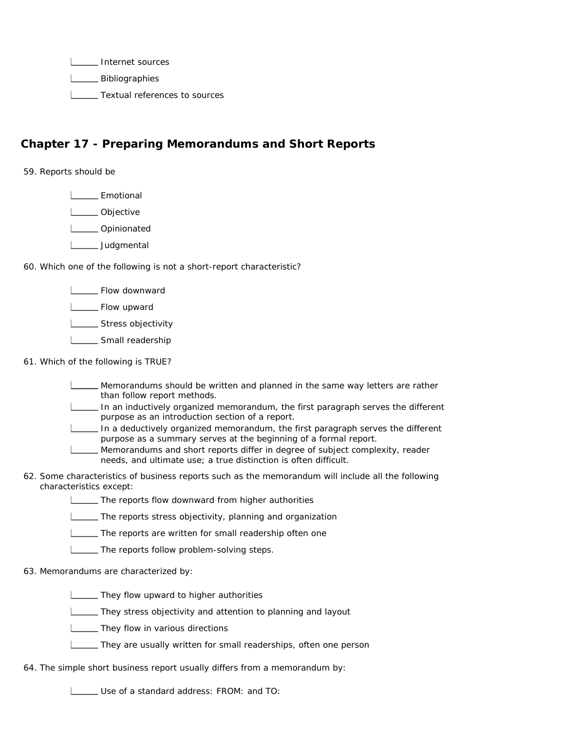- ______ Internet sources
- ______ Bibliographies
- ______ Textual references to sources

## Chapter 17 - Preparing Memorandums and Short Reports

59. Reports should be

- ______ Emotional
- ______ Objective
- ______ Opinionated
- ______ Judgmental

60. Which one of the following is not a short-report characteristic?

- ______ Flow downward
- ______ Flow upward
- ______ Stress objectivity
- ______ Small readership

61. Which of the following is TRUE?

- ______ Memorandums should be written and planned in the same way letters are rather than follow report methods.
- ______ In an inductively organized memorandum, the first paragraph serves the different purpose as an introduction section of a report.
- ______ In a deductively organized memorandum, the first paragraph serves the different purpose as a summary serves at the beginning of a formal report.
- ______ Memorandums and short reports differ in degree of subject complexity, reader needs, and ultimate use; a true distinction is often difficult.

62. Some characteristics of business reports such as the memorandum will include all the following characteristics except:

- ______ The reports flow downward from higher authorities
- ______ The reports stress objectivity, planning and organization
- ______ The reports are written for small readership often one
- ______ The reports follow problem-solving steps.

63. Memorandums are characterized by:

- ______ They flow upward to higher authorities
- ______ They stress objectivity and attention to planning and layout
- ______ They flow in various directions
- ______ They are usually written for small readerships, often one person

64. The simple short business report usually differs from a memorandum by:

- ______ Use of a standard address: FROM: and TO: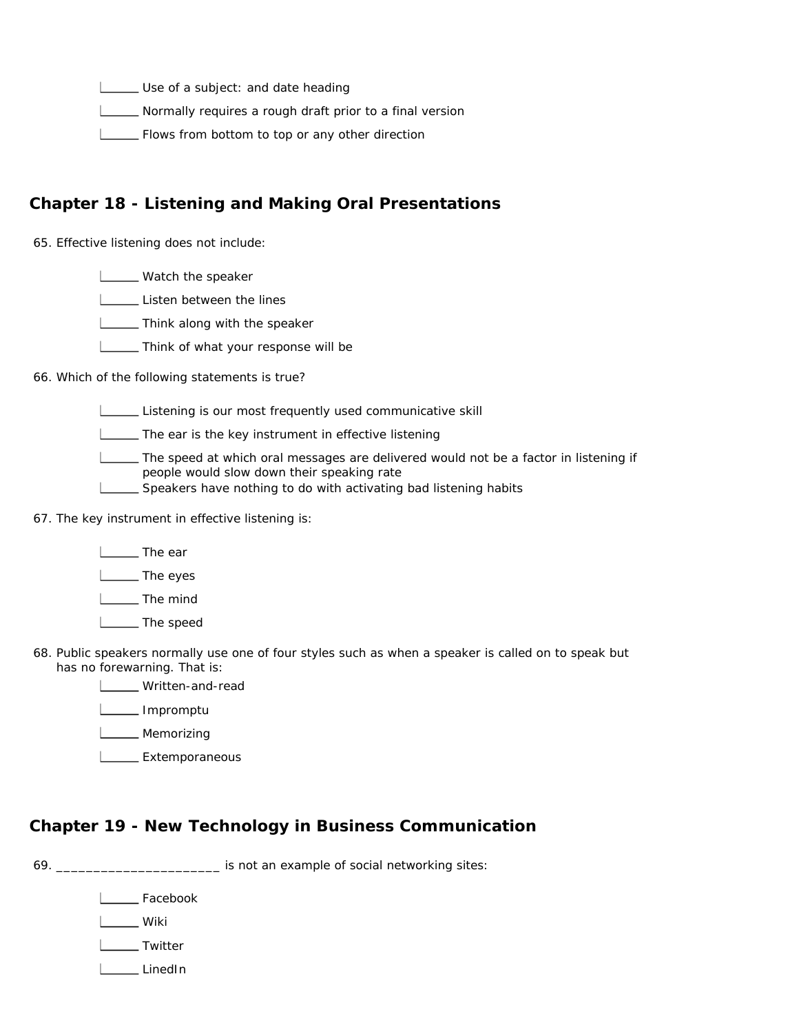______ Use of a subject: and date heading

______ Normally requires a rough draft prior to a final version

______ Flows from bottom to top or any other direction

## Chapter 18 - Listening and Making Oral Presentations

65. Effective listening does not include:

______ Watch the speaker

______ Listen between the lines

______ Think along with the speaker

______ Think of what your response will be

66. Which of the following statements is true?

______ Listening is our most frequently used communicative skill

______ The ear is the key instrument in effective listening

______ The speed at which oral messages are delivered would not be a factor in listening if people would slow down their speaking rate

______ Speakers have nothing to do with activating bad listening habits

67. The key instrument in effective listening is:

______ The ear

______ The eyes

______ The mind

______ The speed

68. Public speakers normally use one of four styles such as when a speaker is called on to speak but has no forewarning. That is:

______ Written-and-read

______ Impromptu

______ Memorizing

______ Extemporaneous

## Chapter 19 - New Technology in Business Communication

69. ______________________ is not an example of social networking sites:

______ Facebook

______ Wiki

______ Twitter

______ LinedIn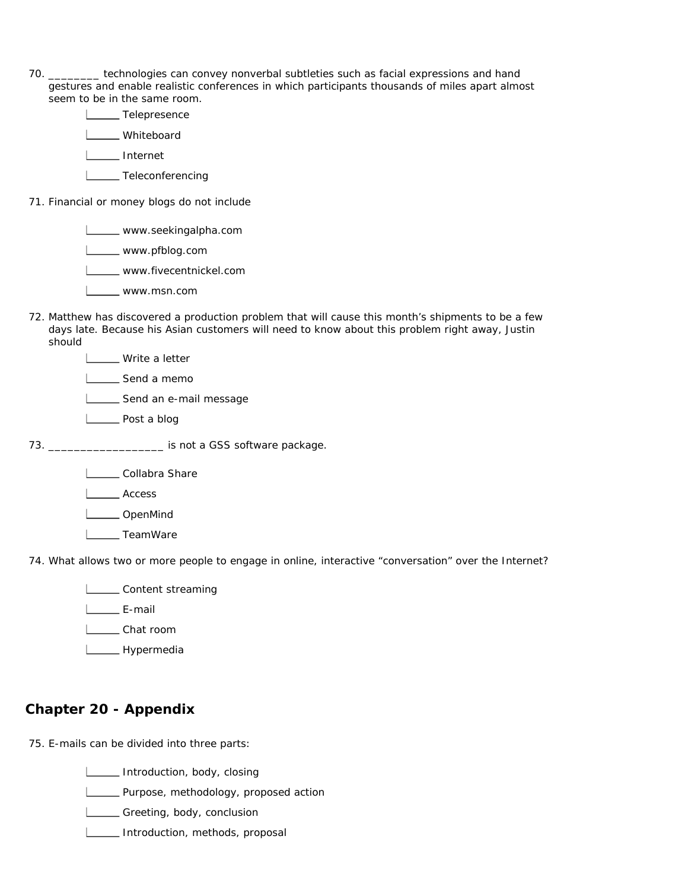70. ________ technologies can convey nonverbal subtleties such as facial expressions and hand gestures and enable realistic conferences in which participants thousands of miles apart almost seem to be in the same room.

- ______ Telepresence
- ______ Whiteboard
- ______ Internet
- ______ Teleconferencing

71. Financial or money blogs do not include

- ______ www.seekingalpha.com
- ______ www.pfblog.com
- ______ www.fivecentnickel.com
- ______ www.msn.com

72. Matthew has discovered a production problem that will cause this month's shipments to be a few days late. Because his Asian customers will need to know about this problem right away, Justin should

- ______ Write a letter
- ______ Send a memo
- ______ Send an e-mail message
- ______ Post a blog

73. __________________ is not a GSS software package.

- ______ Collabra Share
- ______ Access
- ______ OpenMind
- ______ TeamWare

74. What allows two or more people to engage in online, interactive "conversation" over the Internet?

- ______ Content streaming
- ______ E-mail
- ______ Chat room
- ______ Hypermedia

## Chapter 20 - Appendix

75. E-mails can be divided into three parts:

- ______ Introduction, body, closing
- ______ Purpose, methodology, proposed action
- ______ Greeting, body, conclusion
- ______ Introduction, methods, proposal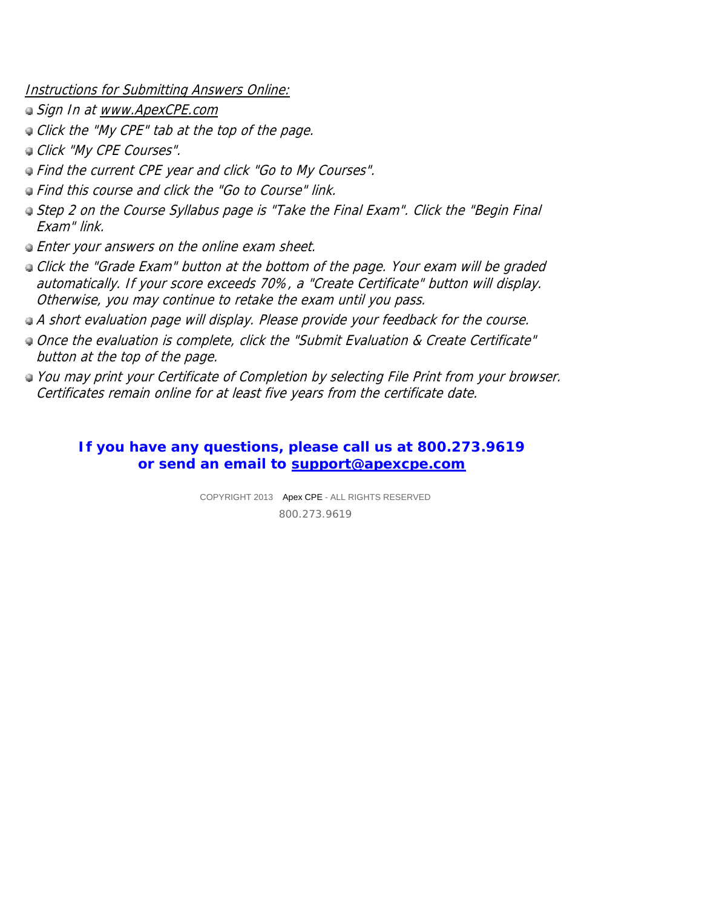*<u>Instructions for Submitting Answers Online:</u>*

- *Sign In at www.ApexCPE.com*
- *Click the "My CPE" tab at the top of the page.*
- *Click "My CPE Courses".*
- *Find the current CPE year and click "Go to My Courses".*
- *Find this course and click the "Go to Course" link.*
- *Step 2 on the Course Syllabus page is "Take the Final Exam". Click the "Begin Final Exam" link.*
- *Enter your answers on the online exam sheet.*
- *Click the "Grade Exam" button at the bottom of the page. Your exam will be graded automatically. If your score exceeds 70%, a "Create Certificate" button will display. Otherwise, you may continue to retake the exam until you pass.*
- *A short evaluation page will display. Please provide your feedback for the course.*
- *Once the evaluation is complete, click the "Submit Evaluation & Create Certificate" button at the top of the page.*
- *You may print your Certificate of Completion by selecting File Print from your browser. Certificates remain online for at least five years from the certificate date.*

**If you have any questions, please call us at 800.273.9619**
**or send an email to support@apexcpe.com**

COPYRIGHT 2013 Apex CPE - ALL RIGHTS RESERVED

800.273.9619